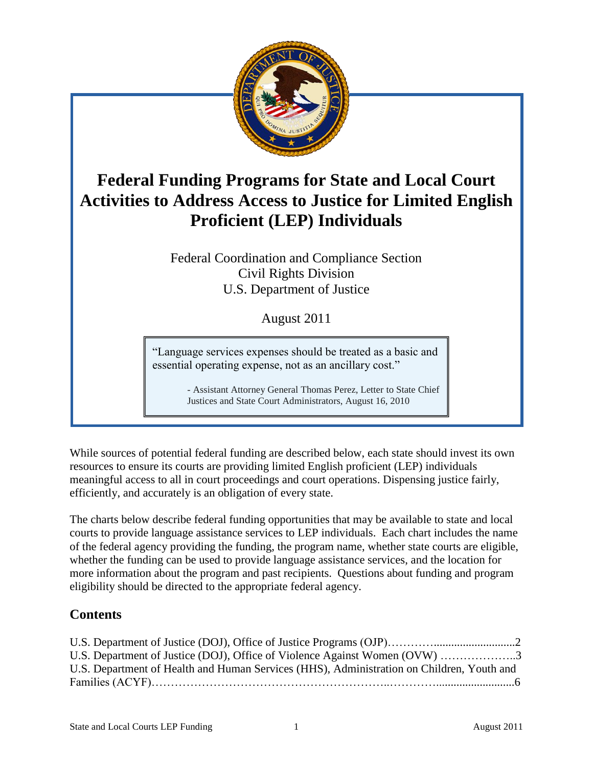# Federal Funding Programs for State and Local Court Activities to Address Access to Justice for Limited English Proficient (LEP) Individuals

Federal Coordination and Compliance Section
Civil Rights Division
U.S. Department of Justice

August 2011

> "Language services expenses should be treated as a basic and essential operating expense, not as an ancillary cost."
>
> - Assistant Attorney General Thomas Perez, Letter to State Chief Justices and State Court Administrators, August 16, 2010

While sources of potential federal funding are described below, each state should invest its own resources to ensure its courts are providing limited English proficient (LEP) individuals meaningful access to all in court proceedings and court operations. Dispensing justice fairly, efficiently, and accurately is an obligation of every state.

The charts below describe federal funding opportunities that may be available to state and local courts to provide language assistance services to LEP individuals. Each chart includes the name of the federal agency providing the funding, the program name, whether state courts are eligible, whether the funding can be used to provide language assistance services, and the location for more information about the program and past recipients. Questions about funding and program eligibility should be directed to the appropriate federal agency.

## Contents

U.S. Department of Justice (DOJ), Office of Justice Programs (OJP)....................2
U.S. Department of Justice (DOJ), Office of Violence Against Women (OVW)....................3
U.S. Department of Health and Human Services (HHS), Administration on Children, Youth and Families (ACYF)....................6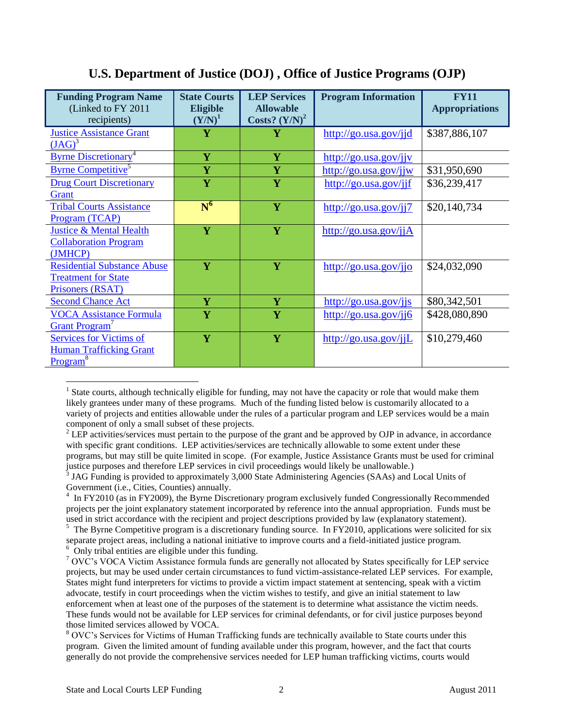## U.S. Department of Justice (DOJ) , Office of Justice Programs (OJP)

| **Funding Program Name** (Linked to FY 2011 recipients) | **State Courts Eligible (Y/N)**[1] | **LEP Services Allowable Costs? (Y/N)**[2] | **Program Information** | **FY11 Appropriations** |
|---|---|---|---|---|
| Justice Assistance Grant (JAG)[3] | **Y** | **Y** | http://go.usa.gov/jjd | $387,886,107 |
| Byrne Discretionary[4] | **Y** | **Y** | http://go.usa.gov/jjv | |
| Byrne Competitive[5] | **Y** | **Y** | http://go.usa.gov/jjw | $31,950,690 |
| Drug Court Discretionary Grant | **Y** | **Y** | http://go.usa.gov/jjf | $36,239,417 |
| Tribal Courts Assistance Program (TCAP) | **N**[6] | **Y** | http://go.usa.gov/jj7 | $20,140,734 |
| Justice & Mental Health Collaboration Program (JMHCP) | **Y** | **Y** | http://go.usa.gov/jjA | |
| Residential Substance Abuse Treatment for State Prisoners (RSAT) | **Y** | **Y** | http://go.usa.gov/jjo | $24,032,090 |
| Second Chance Act | **Y** | **Y** | http://go.usa.gov/jjs | $80,342,501 |
| VOCA Assistance Formula Grant Program[7] | **Y** | **Y** | http://go.usa.gov/jj6 | $428,080,890 |
| Services for Victims of Human Trafficking Grant Program[8] | **Y** | **Y** | http://go.usa.gov/jjL | $10,279,460 |

---

[1] State courts, although technically eligible for funding, may not have the capacity or role that would make them likely grantees under many of these programs. Much of the funding listed below is customarily allocated to a variety of projects and entities allowable under the rules of a particular program and LEP services would be a main component of only a small subset of these projects.

[2] LEP activities/services must pertain to the purpose of the grant and be approved by OJP in advance, in accordance with specific grant conditions. LEP activities/services are technically allowable to some extent under these programs, but may still be quite limited in scope. (For example, Justice Assistance Grants must be used for criminal justice purposes and therefore LEP services in civil proceedings would likely be unallowable.)

[3] JAG Funding is provided to approximately 3,000 State Administering Agencies (SAAs) and Local Units of Government (i.e., Cities, Counties) annually.

[4] In FY2010 (as in FY2009), the Byrne Discretionary program exclusively funded Congressionally Recommended projects per the joint explanatory statement incorporated by reference into the annual appropriation. Funds must be used in strict accordance with the recipient and project descriptions provided by law (explanatory statement).

[5] The Byrne Competitive program is a discretionary funding source. In FY2010, applications were solicited for six separate project areas, including a national initiative to improve courts and a field-initiated justice program.

[6] Only tribal entities are eligible under this funding.

[7] OVC's VOCA Victim Assistance formula funds are generally not allocated by States specifically for LEP service projects, but may be used under certain circumstances to fund victim-assistance-related LEP services. For example, States might fund interpreters for victims to provide a victim impact statement at sentencing, speak with a victim advocate, testify in court proceedings when the victim wishes to testify, and give an initial statement to law enforcement when at least one of the purposes of the statement is to determine what assistance the victim needs. These funds would not be available for LEP services for criminal defendants, or for civil justice purposes beyond those limited services allowed by VOCA.

[8] OVC's Services for Victims of Human Trafficking funds are technically available to State courts under this program. Given the limited amount of funding available under this program, however, and the fact that courts generally do not provide the comprehensive services needed for LEP human trafficking victims, courts would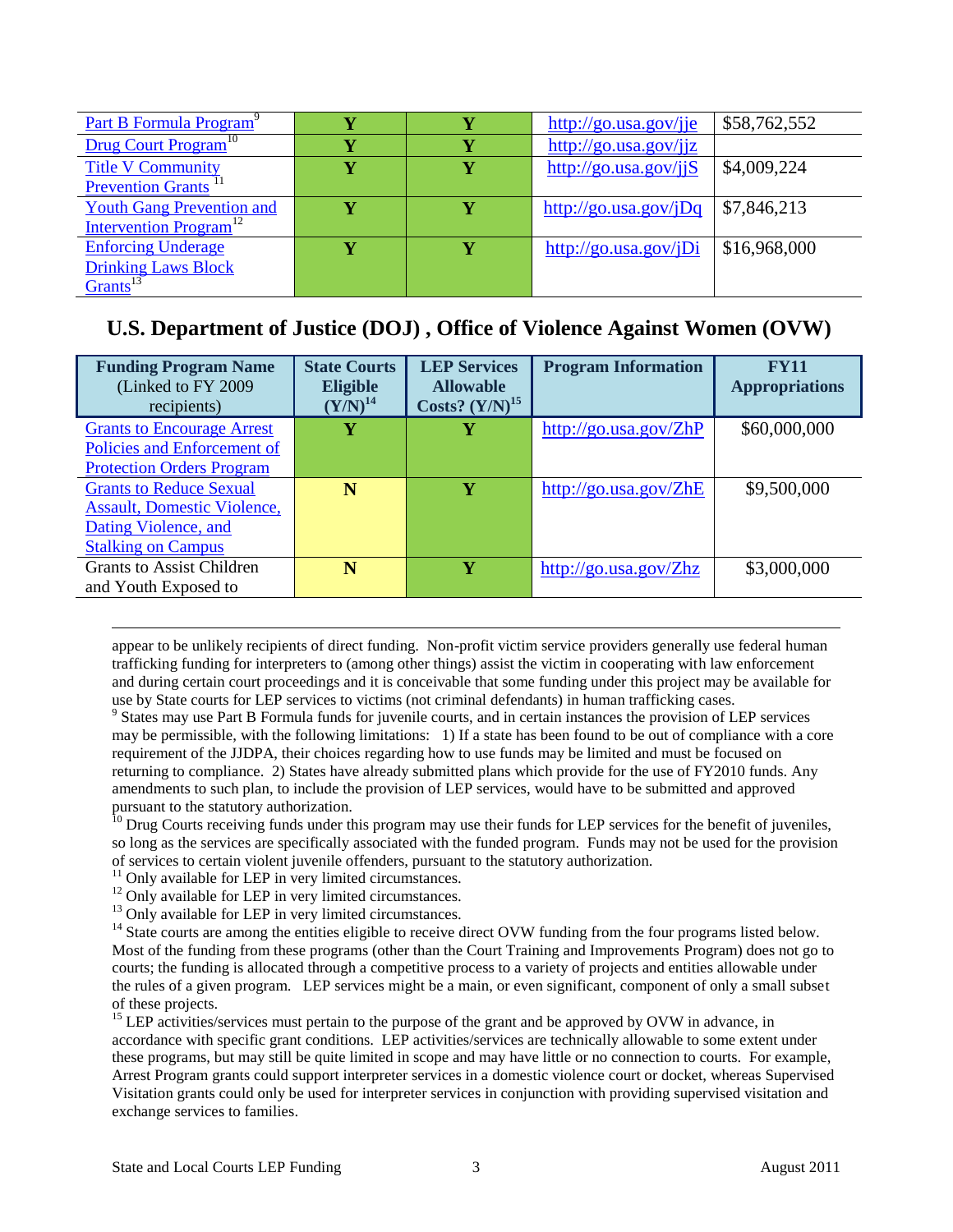| | | | | |
|---|---|---|---|---|
| Part B Formula Program[9] | Y | Y | http://go.usa.gov/jje | $58,762,552 |
| Drug Court Program[10] | Y | Y | http://go.usa.gov/jjz | |
| Title V Community Prevention Grants[11] | Y | Y | http://go.usa.gov/jjS | $4,009,224 |
| Youth Gang Prevention and Intervention Program[12] | Y | Y | http://go.usa.gov/jDq | $7,846,213 |
| Enforcing Underage Drinking Laws Block Grants[13] | Y | Y | http://go.usa.gov/jDi | $16,968,000 |

## U.S. Department of Justice (DOJ) , Office of Violence Against Women (OVW)

| **Funding Program Name** (Linked to FY 2009 recipients) | **State Courts Eligible (Y/N)[14]** | **LEP Services Allowable Costs? (Y/N)[15]** | **Program Information** | **FY11 Appropriations** |
|---|---|---|---|---|
| Grants to Encourage Arrest Policies and Enforcement of Protection Orders Program | N | Y | http://go.usa.gov/ZhP | $60,000,000 |
| Grants to Reduce Sexual Assault, Domestic Violence, Dating Violence, and Stalking on Campus | N | Y | http://go.usa.gov/ZhE | $9,500,000 |
| Grants to Assist Children and Youth Exposed to | N | Y | http://go.usa.gov/Zhz | $3,000,000 |

appear to be unlikely recipients of direct funding. Non-profit victim service providers generally use federal human trafficking funding for interpreters to (among other things) assist the victim in cooperating with law enforcement and during certain court proceedings and it is conceivable that some funding under this project may be available for use by State courts for LEP services to victims (not criminal defendants) in human trafficking cases.

[9] States may use Part B Formula funds for juvenile courts, and in certain instances the provision of LEP services may be permissible, with the following limitations: 1) If a state has been found to be out of compliance with a core requirement of the JJDPA, their choices regarding how to use funds may be limited and must be focused on returning to compliance. 2) States have already submitted plans which provide for the use of FY2010 funds. Any amendments to such plan, to include the provision of LEP services, would have to be submitted and approved pursuant to the statutory authorization.

[10] Drug Courts receiving funds under this program may use their funds for LEP services for the benefit of juveniles, so long as the services are specifically associated with the funded program. Funds may not be used for the provision of services to certain violent juvenile offenders, pursuant to the statutory authorization.

[11] Only available for LEP in very limited circumstances.

[12] Only available for LEP in very limited circumstances.

[13] Only available for LEP in very limited circumstances.

[14] State courts are among the entities eligible to receive direct OVW funding from the four programs listed below. Most of the funding from these programs (other than the Court Training and Improvements Program) does not go to courts; the funding is allocated through a competitive process to a variety of projects and entities allowable under the rules of a given program. LEP services might be a main, or even significant, component of only a small subset of these projects.

[15] LEP activities/services must pertain to the purpose of the grant and be approved by OVW in advance, in accordance with specific grant conditions. LEP activities/services are technically allowable to some extent under these programs, but may still be quite limited in scope and may have little or no connection to courts. For example, Arrest Program grants could support interpreter services in a domestic violence court or docket, whereas Supervised Visitation grants could only be used for interpreter services in conjunction with providing supervised visitation and exchange services to families.

| | | | | |
|---|---|---|---|---|
| Part B Formula Program[9] | Y | Y | http://go.usa.gov/jje | $58,762,552 |
| Drug Court Program[10] | Y | Y | http://go.usa.gov/jjz | |
| Title V Community Prevention Grants[11] | Y | Y | http://go.usa.gov/jjS | $4,009,224 |
| Youth Gang Prevention and Intervention Program[12] | Y | Y | http://go.usa.gov/jDq | $7,846,213 |
| Enforcing Underage Drinking Laws Block Grants[13] | Y | Y | http://go.usa.gov/jDi | $16,968,000 |

## U.S. Department of Justice (DOJ) , Office of Violence Against Women (OVW)

| **Funding Program Name** (Linked to FY 2009 recipients) | **State Courts Eligible (Y/N)[14]** | **LEP Services Allowable Costs? (Y/N)[15]** | **Program Information** | **FY11 Appropriations** |
|---|---|---|---|---|
| Grants to Encourage Arrest Policies and Enforcement of Protection Orders Program | Y | Y | http://go.usa.gov/ZhP | $60,000,000 |
| Grants to Reduce Sexual Assault, Domestic Violence, Dating Violence, and Stalking on Campus | N | Y | http://go.usa.gov/ZhE | $9,500,000 |
| Grants to Assist Children and Youth Exposed to | N | Y | http://go.usa.gov/Zhz | $3,000,000 |

appear to be unlikely recipients of direct funding. Non-profit victim service providers generally use federal human trafficking funding for interpreters to (among other things) assist the victim in cooperating with law enforcement and during certain court proceedings and it is conceivable that some funding under this project may be available for use by State courts for LEP services to victims (not criminal defendants) in human trafficking cases.

[9] States may use Part B Formula funds for juvenile courts, and in certain instances the provision of LEP services may be permissible, with the following limitations: 1) If a state has been found to be out of compliance with a core requirement of the JJDPA, their choices regarding how to use funds may be limited and must be focused on returning to compliance. 2) States have already submitted plans which provide for the use of FY2010 funds. Any amendments to such plan, to include the provision of LEP services, would have to be submitted and approved pursuant to the statutory authorization.

[10] Drug Courts receiving funds under this program may use their funds for LEP services for the benefit of juveniles, so long as the services are specifically associated with the funded program. Funds may not be used for the provision of services to certain violent juvenile offenders, pursuant to the statutory authorization.

[11] Only available for LEP in very limited circumstances.

[12] Only available for LEP in very limited circumstances.

[13] Only available for LEP in very limited circumstances.

[14] State courts are among the entities eligible to receive direct OVW funding from the four programs listed below. Most of the funding from these programs (other than the Court Training and Improvements Program) does not go to courts; the funding is allocated through a competitive process to a variety of projects and entities allowable under the rules of a given program. LEP services might be a main, or even significant, component of only a small subset of these projects.

[15] LEP activities/services must pertain to the purpose of the grant and be approved by OVW in advance, in accordance with specific grant conditions. LEP activities/services are technically allowable to some extent under these programs, but may still be quite limited in scope and may have little or no connection to courts. For example, Arrest Program grants could support interpreter services in a domestic violence court or docket, whereas Supervised Visitation grants could only be used for interpreter services in conjunction with providing supervised visitation and exchange services to families.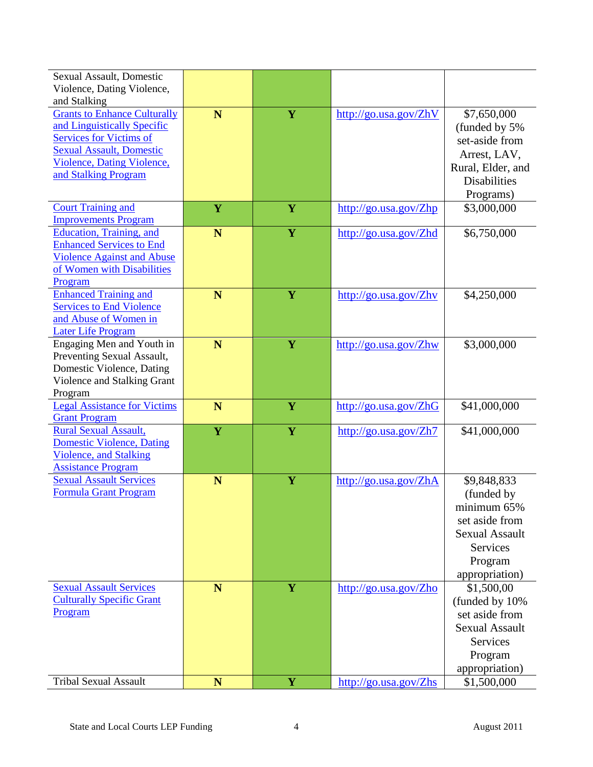| | | | | |
|---|---|---|---|---|
| Sexual Assault, Domestic Violence, Dating Violence, and Stalking | | | | |
| Grants to Enhance Culturally and Linguistically Specific Services for Victims of Sexual Assault, Domestic Violence, Dating Violence, and Stalking Program | **N** | **Y** | http://go.usa.gov/ZhV | $7,650,000 (funded by 5% set-aside from Arrest, LAV, Rural, Elder, and Disabilities Programs) |
| Court Training and Improvements Program | **Y** | **Y** | http://go.usa.gov/Zhp | $3,000,000 |
| Education, Training, and Enhanced Services to End Violence Against and Abuse of Women with Disabilities Program | **N** | **Y** | http://go.usa.gov/Zhd | $6,750,000 |
| Enhanced Training and Services to End Violence and Abuse of Women in Later Life Program | **N** | **Y** | http://go.usa.gov/Zhv | $4,250,000 |
| Engaging Men and Youth in Preventing Sexual Assault, Domestic Violence, Dating Violence and Stalking Grant Program | **N** | **Y** | http://go.usa.gov/Zhw | $3,000,000 |
| Legal Assistance for Victims Grant Program | **N** | **Y** | http://go.usa.gov/ZhG | $41,000,000 |
| Rural Sexual Assault, Domestic Violence, Dating Violence, and Stalking Assistance Program | **Y** | **Y** | http://go.usa.gov/Zh7 | $41,000,000 |
| Sexual Assault Services Formula Grant Program | **N** | **Y** | http://go.usa.gov/ZhA | $9,848,833 (funded by minimum 65% set aside from Sexual Assault Services Program appropriation) |
| Sexual Assault Services Culturally Specific Grant Program | **N** | **Y** | http://go.usa.gov/Zho | $1,500,00 (funded by 10% set aside from Sexual Assault Services Program appropriation) |
| Tribal Sexual Assault | **N** | **Y** | http://go.usa.gov/Zhs | $1,500,000 |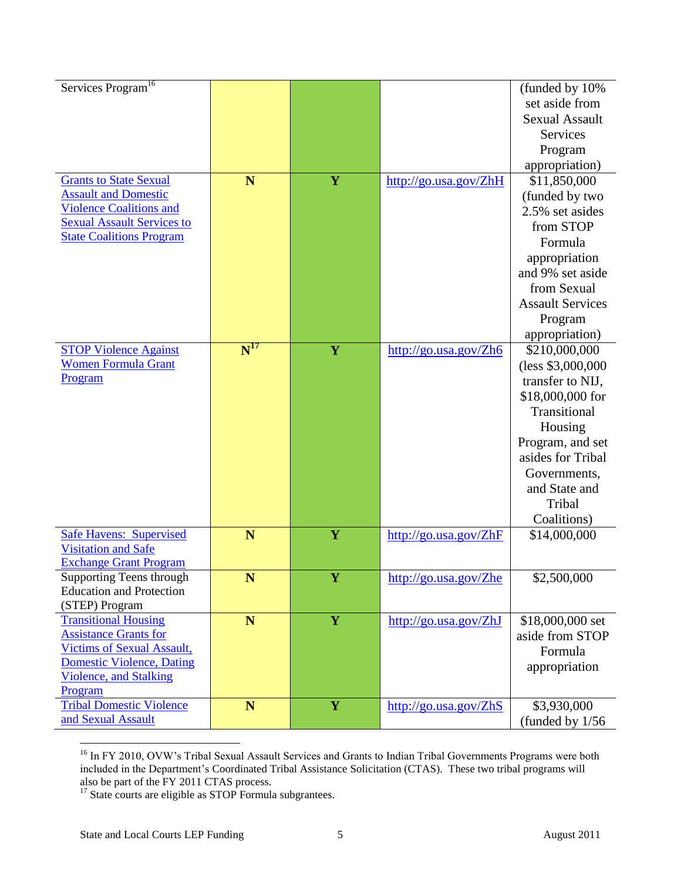| | | | | |
|---|---|---|---|---|
| Services Program[16] | | | | (funded by 10% set aside from Sexual Assault Services Program appropriation) |
| Grants to State Sexual Assault and Domestic Violence Coalitions and Sexual Assault Services to State Coalitions Program | **N** | **Y** | http://go.usa.gov/ZhH | $11,850,000 (funded by two 2.5% set asides from STOP Formula appropriation and 9% set aside from Sexual Assault Services Program appropriation) |
| STOP Violence Against Women Formula Grant Program | **N**[17] | **Y** | http://go.usa.gov/Zh6 | $210,000,000 (less $3,000,000 transfer to NIJ, $18,000,000 for Transitional Housing Program, and set asides for Tribal Governments, and State and Tribal Coalitions) |
| Safe Havens: Supervised Visitation and Safe Exchange Grant Program | **N** | **Y** | http://go.usa.gov/ZhF | $14,000,000 |
| Supporting Teens through Education and Protection (STEP) Program | **N** | **Y** | http://go.usa.gov/Zhe | $2,500,000 |
| Transitional Housing Assistance Grants for Victims of Sexual Assault, Domestic Violence, Dating Violence, and Stalking Program | **N** | **Y** | http://go.usa.gov/ZhJ | $18,000,000 set aside from STOP Formula appropriation |
| Tribal Domestic Violence and Sexual Assault | **N** | **Y** | http://go.usa.gov/ZhS | $3,930,000 (funded by 1/56 |

[16] In FY 2010, OVW's Tribal Sexual Assault Services and Grants to Indian Tribal Governments Programs were both included in the Department's Coordinated Tribal Assistance Solicitation (CTAS). These two tribal programs will also be part of the FY 2011 CTAS process.

[17] State courts are eligible as STOP Formula subgrantees.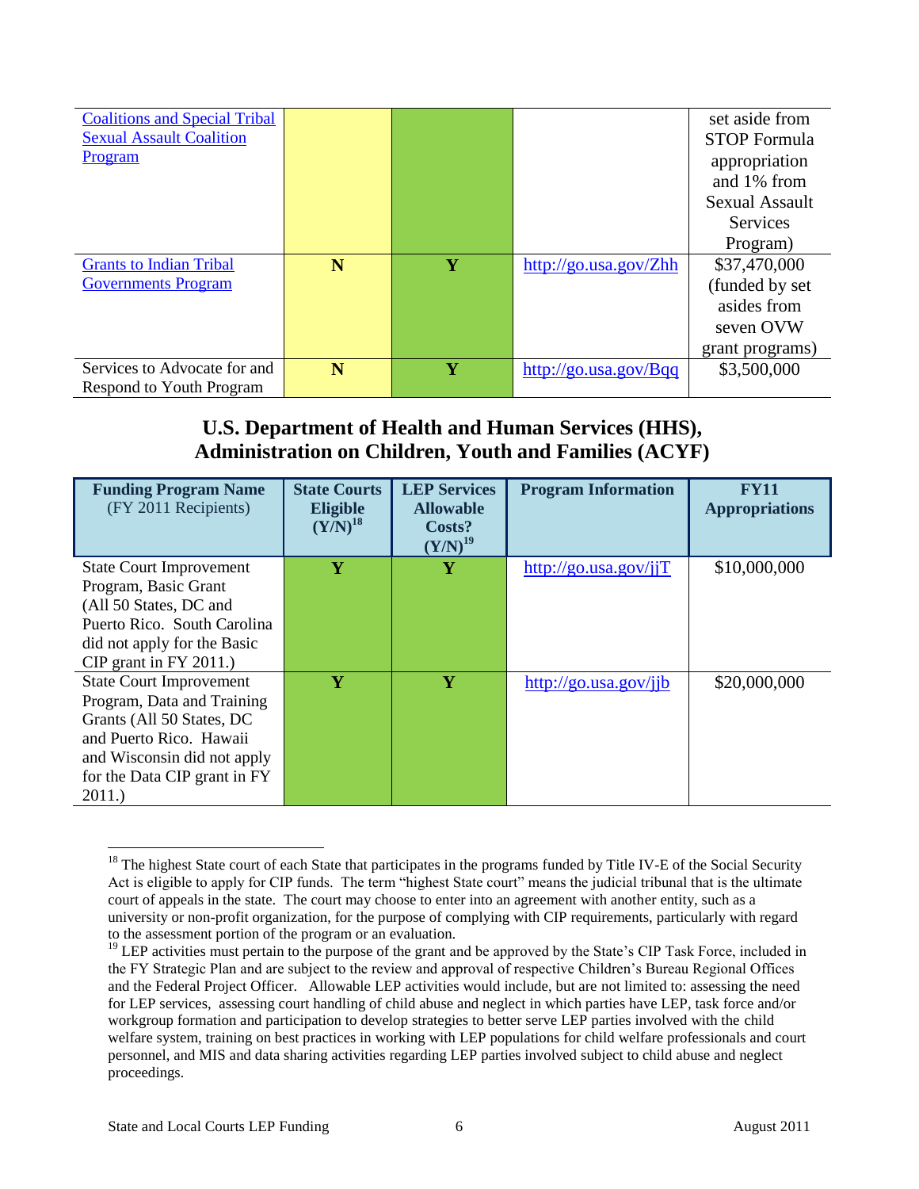| | | | | |
|---|---|---|---|---|
| [Coalitions and Special Tribal Sexual Assault Coalition Program]() | | | | set aside from STOP Formula appropriation and 1% from Sexual Assault Services Program) |
| [Grants to Indian Tribal Governments Program]() | **N** | **Y** | http://go.usa.gov/Zhh | $37,470,000 (funded by set asides from seven OVW grant programs) |
| Services to Advocate for and Respond to Youth Program | **N** | **Y** | http://go.usa.gov/Bqq | $3,500,000 |

## U.S. Department of Health and Human Services (HHS), Administration on Children, Youth and Families (ACYF)

| **Funding Program Name** (FY 2011 Recipients) | **State Courts Eligible (Y/N)**[18] | **LEP Services Allowable Costs? (Y/N)**[19] | **Program Information** | **FY11 Appropriations** |
|---|---|---|---|---|
| State Court Improvement Program, Basic Grant (All 50 States, DC and Puerto Rico. South Carolina did not apply for the Basic CIP grant in FY 2011.) | **Y** | **Y** | http://go.usa.gov/jjT | $10,000,000 |
| State Court Improvement Program, Data and Training Grants (All 50 States, DC and Puerto Rico. Hawaii and Wisconsin did not apply for the Data CIP grant in FY 2011.) | **Y** | **Y** | http://go.usa.gov/jjb | $20,000,000 |

[18] The highest State court of each State that participates in the programs funded by Title IV-E of the Social Security Act is eligible to apply for CIP funds. The term "highest State court" means the judicial tribunal that is the ultimate court of appeals in the state. The court may choose to enter into an agreement with another entity, such as a university or non-profit organization, for the purpose of complying with CIP requirements, particularly with regard to the assessment portion of the program or an evaluation.

[19] LEP activities must pertain to the purpose of the grant and be approved by the State's CIP Task Force, included in the FY Strategic Plan and are subject to the review and approval of respective Children's Bureau Regional Offices and the Federal Project Officer. Allowable LEP activities would include, but are not limited to: assessing the need for LEP services, assessing court handling of child abuse and neglect in which parties have LEP, task force and/or workgroup formation and participation to develop strategies to better serve LEP parties involved with the child welfare system, training on best practices in working with LEP populations for child welfare professionals and court personnel, and MIS and data sharing activities regarding LEP parties involved subject to child abuse and neglect proceedings.